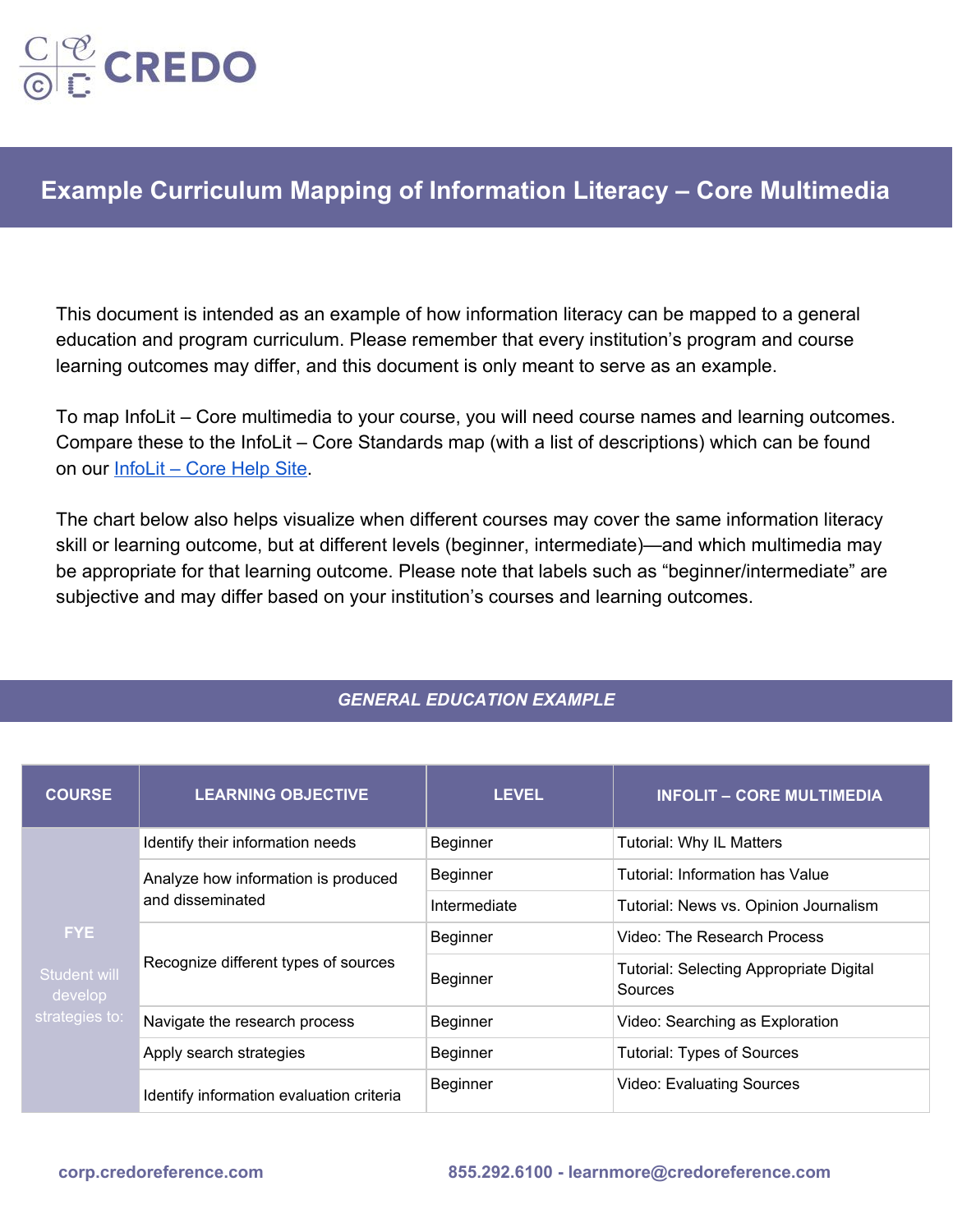# Example Curriculum Mapping of Information Literacy – Core Multimedia

This document is intended as an example of how information literacy can be mapped to a general education and program curriculum. Please remember that every institution's program and course learning outcomes may differ, and this document is only meant to serve as an example.

To map InfoLit – Core multimedia to your course, you will need course names and learning outcomes. Compare these to the InfoLit – Core Standards map (with a list of descriptions) which can be found on our [InfoLit – Core Help Site](InfoLit – Core Help Site).

The chart below also helps visualize when different courses may cover the same information literacy skill or learning outcome, but at different levels (beginner, intermediate)—and which multimedia may be appropriate for that learning outcome. Please note that labels such as "beginner/intermediate" are subjective and may differ based on your institution's courses and learning outcomes.

## *GENERAL EDUCATION EXAMPLE*

| COURSE | LEARNING OBJECTIVE | LEVEL | INFOLIT – CORE MULTIMEDIA |
|---|---|---|---|
| FYE<br><br>Student will develop strategies to: | Identify their information needs | Beginner | Tutorial: Why IL Matters |
| | Analyze how information is produced and disseminated | Beginner | Tutorial: Information has Value |
| | | Intermediate | Tutorial: News vs. Opinion Journalism |
| | Recognize different types of sources | Beginner | Video: The Research Process |
| | | Beginner | Tutorial: Selecting Appropriate Digital Sources |
| | Navigate the research process | Beginner | Video: Searching as Exploration |
| | Apply search strategies | Beginner | Tutorial: Types of Sources |
| | Identify information evaluation criteria | Beginner | Video: Evaluating Sources |

corp.credoreference.com    855.292.6100 - learnmore@credoreference.com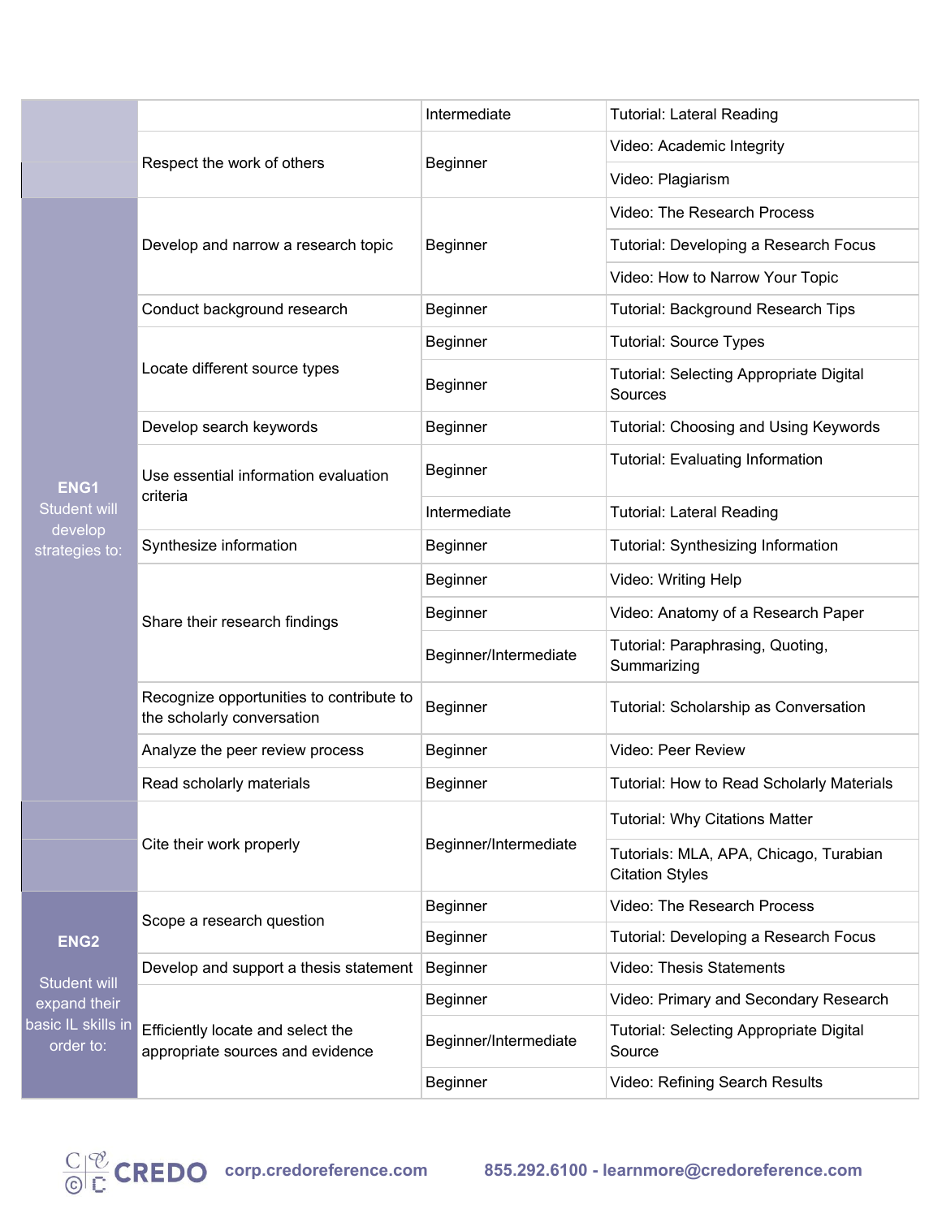| | | | |
|---|---|---|---|
| | | Intermediate | Tutorial: Lateral Reading |
| | Respect the work of others | Beginner | Video: Academic Integrity |
| | | | Video: Plagiarism |
| **ENG1** Student will develop strategies to: | Develop and narrow a research topic | Beginner | Video: The Research Process |
| | | | Tutorial: Developing a Research Focus |
| | | | Video: How to Narrow Your Topic |
| | Conduct background research | Beginner | Tutorial: Background Research Tips |
| | Locate different source types | Beginner | Tutorial: Source Types |
| | | Beginner | Tutorial: Selecting Appropriate Digital Sources |
| | Develop search keywords | Beginner | Tutorial: Choosing and Using Keywords |
| | Use essential information evaluation criteria | Beginner | Tutorial: Evaluating Information |
| | | Intermediate | Tutorial: Lateral Reading |
| | Synthesize information | Beginner | Tutorial: Synthesizing Information |
| | Share their research findings | Beginner | Video: Writing Help |
| | | Beginner | Video: Anatomy of a Research Paper |
| | | Beginner/Intermediate | Tutorial: Paraphrasing, Quoting, Summarizing |
| | Recognize opportunities to contribute to the scholarly conversation | Beginner | Tutorial: Scholarship as Conversation |
| | Analyze the peer review process | Beginner | Video: Peer Review |
| | Read scholarly materials | Beginner | Tutorial: How to Read Scholarly Materials |
| | Cite their work properly | Beginner/Intermediate | Tutorial: Why Citations Matter |
| | | | Tutorials: MLA, APA, Chicago, Turabian Citation Styles |
| **ENG2** Student will expand their basic IL skills in order to: | Scope a research question | Beginner | Video: The Research Process |
| | | Beginner | Tutorial: Developing a Research Focus |
| | Develop and support a thesis statement | Beginner | Video: Thesis Statements |
| | Efficiently locate and select the appropriate sources and evidence | Beginner | Video: Primary and Secondary Research |
| | | Beginner/Intermediate | Tutorial: Selecting Appropriate Digital Source |
| | | Beginner | Video: Refining Search Results |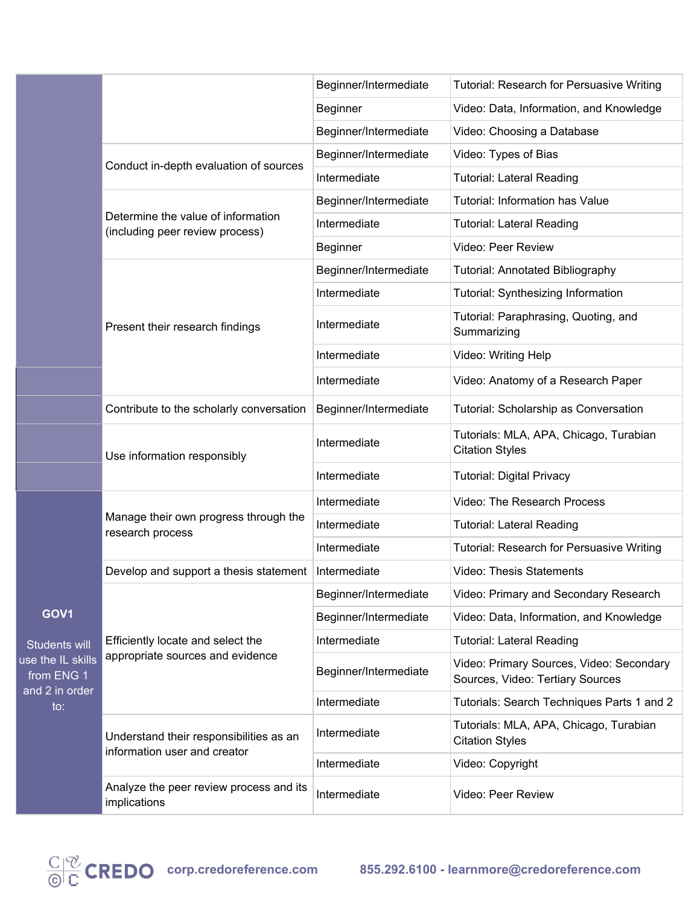|  |  |  |  |
|---|---|---|---|
|  |  | Beginner/Intermediate | Tutorial: Research for Persuasive Writing |
|  |  | Beginner | Video: Data, Information, and Knowledge |
|  |  | Beginner/Intermediate | Video: Choosing a Database |
|  | Conduct in-depth evaluation of sources | Beginner/Intermediate | Video: Types of Bias |
|  |  | Intermediate | Tutorial: Lateral Reading |
|  | Determine the value of information (including peer review process) | Beginner/Intermediate | Tutorial: Information has Value |
|  |  | Intermediate | Tutorial: Lateral Reading |
|  |  | Beginner | Video: Peer Review |
|  | Present their research findings | Beginner/Intermediate | Tutorial: Annotated Bibliography |
|  |  | Intermediate | Tutorial: Synthesizing Information |
|  |  | Intermediate | Tutorial: Paraphrasing, Quoting, and Summarizing |
|  |  | Intermediate | Video: Writing Help |
|  |  | Intermediate | Video: Anatomy of a Research Paper |
|  | Contribute to the scholarly conversation | Beginner/Intermediate | Tutorial: Scholarship as Conversation |
|  | Use information responsibly | Intermediate | Tutorials: MLA, APA, Chicago, Turabian Citation Styles |
|  |  | Intermediate | Tutorial: Digital Privacy |
| **GOV1** Students will use the IL skills from ENG 1 and 2 in order to: | Manage their own progress through the research process | Intermediate | Video: The Research Process |
|  |  | Intermediate | Tutorial: Lateral Reading |
|  |  | Intermediate | Tutorial: Research for Persuasive Writing |
|  | Develop and support a thesis statement | Intermediate | Video: Thesis Statements |
|  | Efficiently locate and select the appropriate sources and evidence | Beginner/Intermediate | Video: Primary and Secondary Research |
|  |  | Beginner/Intermediate | Video: Data, Information, and Knowledge |
|  |  | Intermediate | Tutorial: Lateral Reading |
|  |  | Beginner/Intermediate | Video: Primary Sources, Video: Secondary Sources, Video: Tertiary Sources |
|  |  | Intermediate | Tutorials: Search Techniques Parts 1 and 2 |
|  | Understand their responsibilities as an information user and creator | Intermediate | Tutorials: MLA, APA, Chicago, Turabian Citation Styles |
|  |  | Intermediate | Video: Copyright |
|  | Analyze the peer review process and its implications | Intermediate | Video: Peer Review |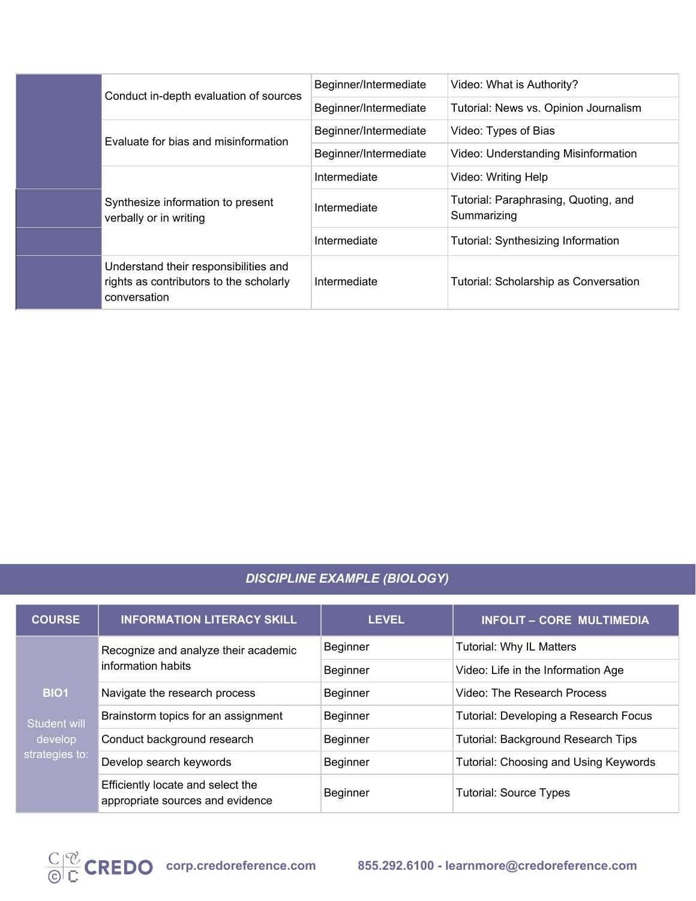| | | | |
|---|---|---|---|
| | Conduct in-depth evaluation of sources | Beginner/Intermediate | Video: What is Authority? |
| | | Beginner/Intermediate | Tutorial: News vs. Opinion Journalism |
| | Evaluate for bias and misinformation | Beginner/Intermediate | Video: Types of Bias |
| | | Beginner/Intermediate | Video: Understanding Misinformation |
| | Synthesize information to present verbally or in writing | Intermediate | Video: Writing Help |
| | | Intermediate | Tutorial: Paraphrasing, Quoting, and Summarizing |
| | | Intermediate | Tutorial: Synthesizing Information |
| | Understand their responsibilities and rights as contributors to the scholarly conversation | Intermediate | Tutorial: Scholarship as Conversation |

## *DISCIPLINE EXAMPLE (BIOLOGY)*

| COURSE | INFORMATION LITERACY SKILL | LEVEL | INFOLIT – CORE MULTIMEDIA |
|---|---|---|---|
| BIO1<br><br>Student will develop strategies to: | Recognize and analyze their academic information habits | Beginner | Tutorial: Why IL Matters |
| | | Beginner | Video: Life in the Information Age |
| | Navigate the research process | Beginner | Video: The Research Process |
| | Brainstorm topics for an assignment | Beginner | Tutorial: Developing a Research Focus |
| | Conduct background research | Beginner | Tutorial: Background Research Tips |
| | Develop search keywords | Beginner | Tutorial: Choosing and Using Keywords |
| | Efficiently locate and select the appropriate sources and evidence | Beginner | Tutorial: Source Types |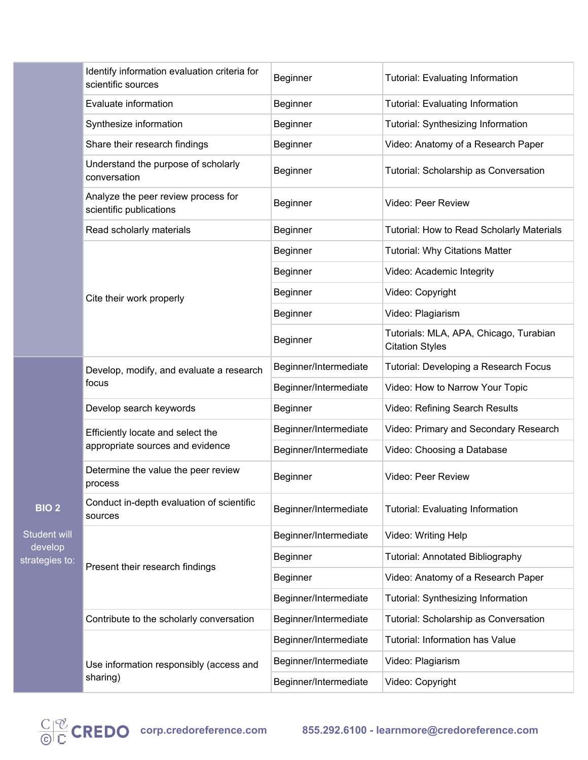| | | | |
|---|---|---|---|
| | Identify information evaluation criteria for scientific sources | Beginner | Tutorial: Evaluating Information |
| | Evaluate information | Beginner | Tutorial: Evaluating Information |
| | Synthesize information | Beginner | Tutorial: Synthesizing Information |
| | Share their research findings | Beginner | Video: Anatomy of a Research Paper |
| | Understand the purpose of scholarly conversation | Beginner | Tutorial: Scholarship as Conversation |
| | Analyze the peer review process for scientific publications | Beginner | Video: Peer Review |
| | Read scholarly materials | Beginner | Tutorial: How to Read Scholarly Materials |
| | Cite their work properly | Beginner | Tutorial: Why Citations Matter |
| | | Beginner | Video: Academic Integrity |
| | | Beginner | Video: Copyright |
| | | Beginner | Video: Plagiarism |
| | | Beginner | Tutorials: MLA, APA, Chicago, Turabian Citation Styles |
| **BIO 2** Student will develop strategies to: | Develop, modify, and evaluate a research focus | Beginner/Intermediate | Tutorial: Developing a Research Focus |
| | | Beginner/Intermediate | Video: How to Narrow Your Topic |
| | Develop search keywords | Beginner | Video: Refining Search Results |
| | Efficiently locate and select the appropriate sources and evidence | Beginner/Intermediate | Video: Primary and Secondary Research |
| | | Beginner/Intermediate | Video: Choosing a Database |
| | Determine the value the peer review process | Beginner | Video: Peer Review |
| | Conduct in-depth evaluation of scientific sources | Beginner/Intermediate | Tutorial: Evaluating Information |
| | Present their research findings | Beginner/Intermediate | Video: Writing Help |
| | | Beginner | Tutorial: Annotated Bibliography |
| | | Beginner | Video: Anatomy of a Research Paper |
| | | Beginner/Intermediate | Tutorial: Synthesizing Information |
| | Contribute to the scholarly conversation | Beginner/Intermediate | Tutorial: Scholarship as Conversation |
| | Use information responsibly (access and sharing) | Beginner/Intermediate | Tutorial: Information has Value |
| | | Beginner/Intermediate | Video: Plagiarism |
| | | Beginner/Intermediate | Video: Copyright |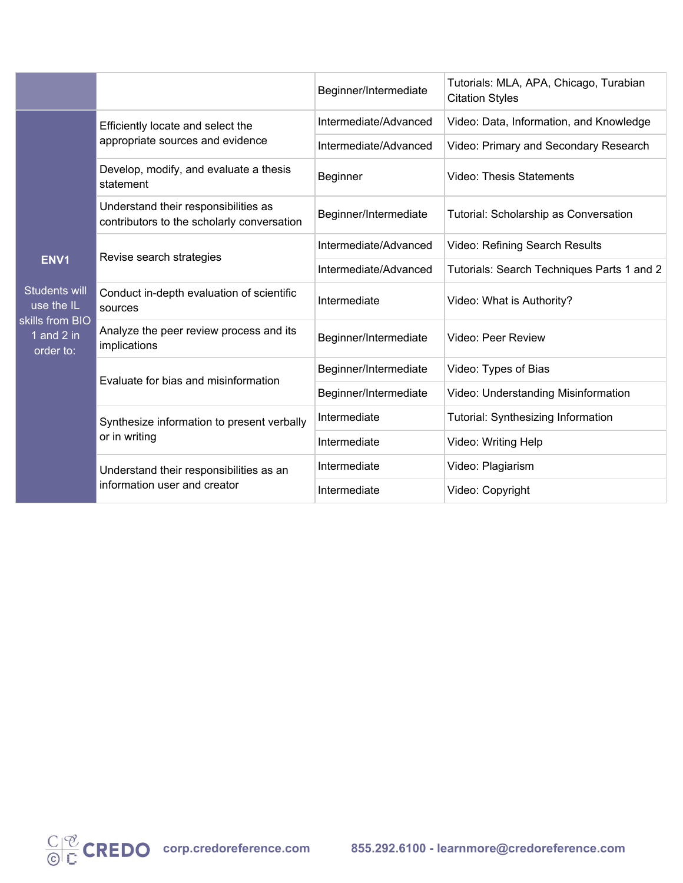| | | | |
|---|---|---|---|
| | | Beginner/Intermediate | Tutorials: MLA, APA, Chicago, Turabian Citation Styles |
| **ENV1** Students will use the IL skills from BIO 1 and 2 in order to: | Efficiently locate and select the appropriate sources and evidence | Intermediate/Advanced | Video: Data, Information, and Knowledge |
| | | Intermediate/Advanced | Video: Primary and Secondary Research |
| | Develop, modify, and evaluate a thesis statement | Beginner | Video: Thesis Statements |
| | Understand their responsibilities as contributors to the scholarly conversation | Beginner/Intermediate | Tutorial: Scholarship as Conversation |
| | Revise search strategies | Intermediate/Advanced | Video: Refining Search Results |
| | | Intermediate/Advanced | Tutorials: Search Techniques Parts 1 and 2 |
| | Conduct in-depth evaluation of scientific sources | Intermediate | Video: What is Authority? |
| | Analyze the peer review process and its implications | Beginner/Intermediate | Video: Peer Review |
| | Evaluate for bias and misinformation | Beginner/Intermediate | Video: Types of Bias |
| | | Beginner/Intermediate | Video: Understanding Misinformation |
| | Synthesize information to present verbally or in writing | Intermediate | Tutorial: Synthesizing Information |
| | | Intermediate | Video: Writing Help |
| | Understand their responsibilities as an information user and creator | Intermediate | Video: Plagiarism |
| | | Intermediate | Video: Copyright |